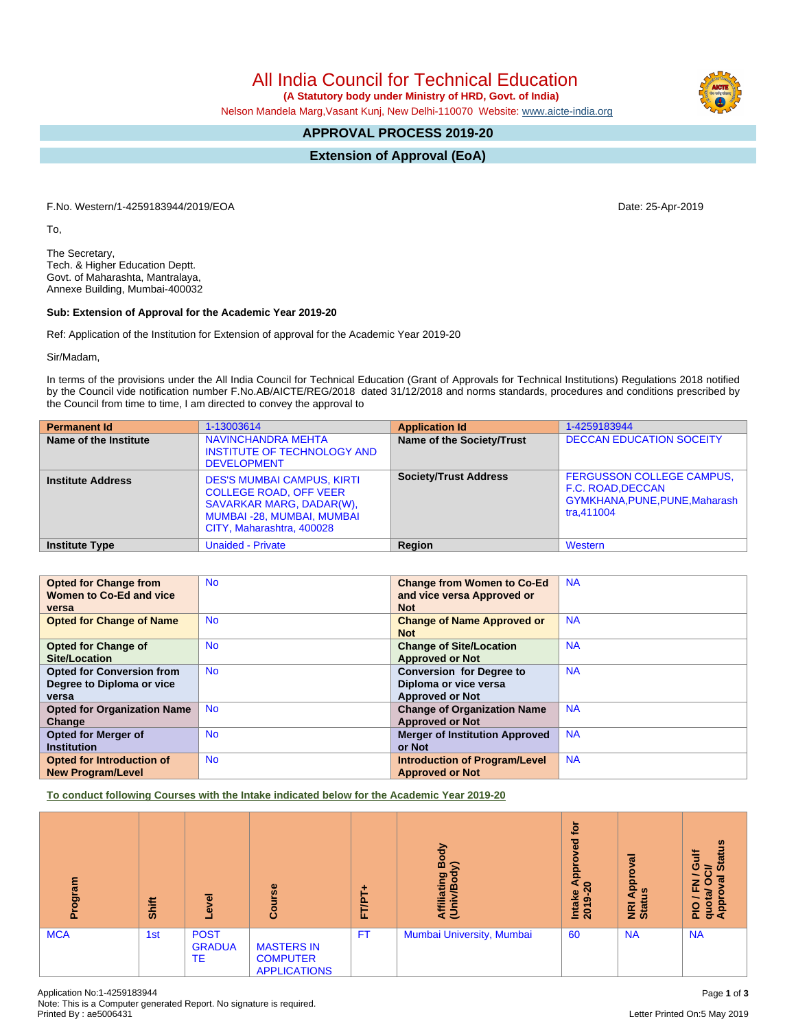# All India Council for Technical Education

**(A Statutory body under Ministry of HRD, Govt. of India)**

Nelson Mandela Marg,Vasant Kunj, New Delhi-110070 Website: www.aicte-india.org

## APPROVAL PROCESS 2019-20

## Extension of Approval (EoA)

F.No. Western/1-4259183944/2019/EOA Date: 25-Apr-2019

To,

The Secretary,
Tech. & Higher Education Deptt.
Govt. of Maharashta, Mantralaya,
Annexe Building, Mumbai-400032

**Sub: Extension of Approval for the Academic Year 2019-20**

Ref: Application of the Institution for Extension of approval for the Academic Year 2019-20

Sir/Madam,

In terms of the provisions under the All India Council for Technical Education (Grant of Approvals for Technical Institutions) Regulations 2018 notified by the Council vide notification number F.No.AB/AICTE/REG/2018 dated 31/12/2018 and norms standards, procedures and conditions prescribed by the Council from time to time, I am directed to convey the approval to

| **Permanent Id** | 1-13003614 | **Application Id** | 1-4259183944 |
|---|---|---|---|
| **Name of the Institute** | NAVINCHANDRA MEHTA INSTITUTE OF TECHNOLOGY AND DEVELOPMENT | **Name of the Society/Trust** | DECCAN EDUCATION SOCEITY |
| **Institute Address** | DES'S MUMBAI CAMPUS, KIRTI COLLEGE ROAD, OFF VEER SAVARKAR MARG, DADAR(W), MUMBAI -28, MUMBAI, MUMBAI CITY, Maharashtra, 400028 | **Society/Trust Address** | FERGUSSON COLLEGE CAMPUS, F.C. ROAD,DECCAN GYMKHANA,PUNE,PUNE,Maharashtra,411004 |
| **Institute Type** | Unaided - Private | **Region** | Western |

| **Opted for Change from Women to Co-Ed and vice versa** | No | **Change from Women to Co-Ed and vice versa Approved or Not** | NA |
|---|---|---|---|
| **Opted for Change of Name** | No | **Change of Name Approved or Not** | NA |
| **Opted for Change of Site/Location** | No | **Change of Site/Location Approved or Not** | NA |
| **Opted for Conversion from Degree to Diploma or vice versa** | No | **Conversion for Degree to Diploma or vice versa Approved or Not** | NA |
| **Opted for Organization Name Change** | No | **Change of Organization Name Approved or Not** | NA |
| **Opted for Merger of Institution** | No | **Merger of Institution Approved or Not** | NA |
| **Opted for Introduction of New Program/Level** | No | **Introduction of Program/Level Approved or Not** | NA |

**To conduct following Courses with the Intake indicated below for the Academic Year 2019-20**

| Program | Shift | Level | Course | FT/PT+ | Affiliating Body (Univ/Body) | Intake Approved for 2019-20 | NRI Approval Status | PIO / FN / Gulf quota/ OCI/ Approval Status |
|---|---|---|---|---|---|---|---|---|
| MCA | 1st | POST GRADUATE | MASTERS IN COMPUTER APPLICATIONS | FT | Mumbai University, Mumbai | 60 | NA | NA |

Application No:1-4259183944
Note: This is a Computer generated Report. No signature is required.
Printed By : ae5006431

Letter Printed On:5 May 2019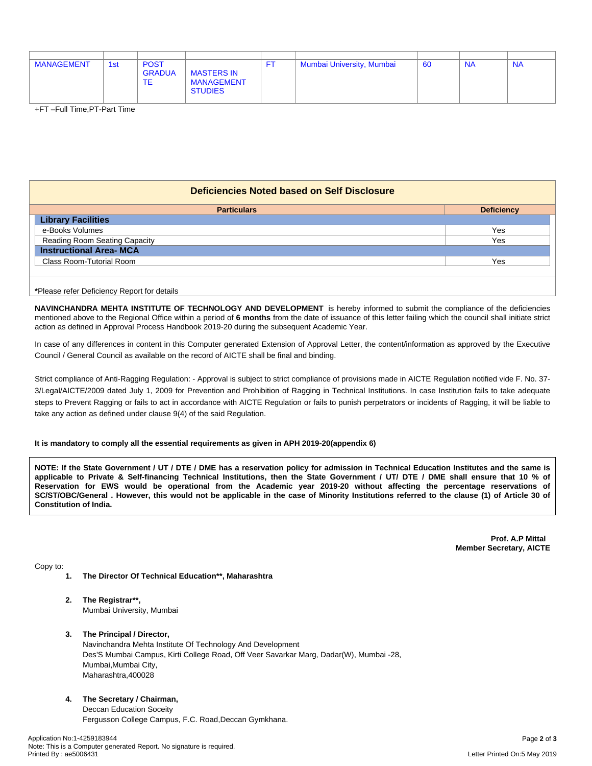| | | | | | | | | |
|---|---|---|---|---|---|---|---|---|
| MANAGEMENT | 1st | POST GRADUATE | MASTERS IN MANAGEMENT STUDIES | FT | Mumbai University, Mumbai | 60 | NA | NA |

+FT –Full Time,PT-Part Time

## Deficiencies Noted based on Self Disclosure

| Particulars | Deficiency |
|---|---|
| **Library Facilities** | |
| e-Books Volumes | Yes |
| Reading Room Seating Capacity | Yes |
| **Instructional Area- MCA** | |
| Class Room-Tutorial Room | Yes |

***Please refer Deficiency Report for details**

**NAVINCHANDRA MEHTA INSTITUTE OF TECHNOLOGY AND DEVELOPMENT** is hereby informed to submit the compliance of the deficiencies mentioned above to the Regional Office within a period of **6 months** from the date of issuance of this letter failing which the council shall initiate strict action as defined in Approval Process Handbook 2019-20 during the subsequent Academic Year.

In case of any differences in content in this Computer generated Extension of Approval Letter, the content/information as approved by the Executive Council / General Council as available on the record of AICTE shall be final and binding.

Strict compliance of Anti-Ragging Regulation: - Approval is subject to strict compliance of provisions made in AICTE Regulation notified vide F. No. 37-3/Legal/AICTE/2009 dated July 1, 2009 for Prevention and Prohibition of Ragging in Technical Institutions. In case Institution fails to take adequate steps to Prevent Ragging or fails to act in accordance with AICTE Regulation or fails to punish perpetrators or incidents of Ragging, it will be liable to take any action as defined under clause 9(4) of the said Regulation.

**It is mandatory to comply all the essential requirements as given in APH 2019-20(appendix 6)**

**NOTE: If the State Government / UT / DTE / DME has a reservation policy for admission in Technical Education Institutes and the same is applicable to Private & Self-financing Technical Institutions, then the State Government / UT/ DTE / DME shall ensure that 10 % of Reservation for EWS would be operational from the Academic year 2019-20 without affecting the percentage reservations of SC/ST/OBC/General . However, this would not be applicable in the case of Minority Institutions referred to the clause (1) of Article 30 of Constitution of India.**

**Prof. A.P Mittal**
**Member Secretary, AICTE**

Copy to:

1. **The Director Of Technical Education\*\*, Maharashtra**

2. **The Registrar\*\*,**
   Mumbai University, Mumbai

3. **The Principal / Director,**
   Navinchandra Mehta Institute Of Technology And Development
   Des'S Mumbai Campus, Kirti College Road, Off Veer Savarkar Marg, Dadar(W), Mumbai -28,
   Mumbai,Mumbai City,
   Maharashtra,400028

4. **The Secretary / Chairman,**
   Deccan Education Soceity
   Fergusson College Campus, F.C. Road,Deccan Gymkhana.

Application No:1-4259183944
Note: This is a Computer generated Report. No signature is required.
Printed By : ae5006431
Letter Printed On:5 May 2019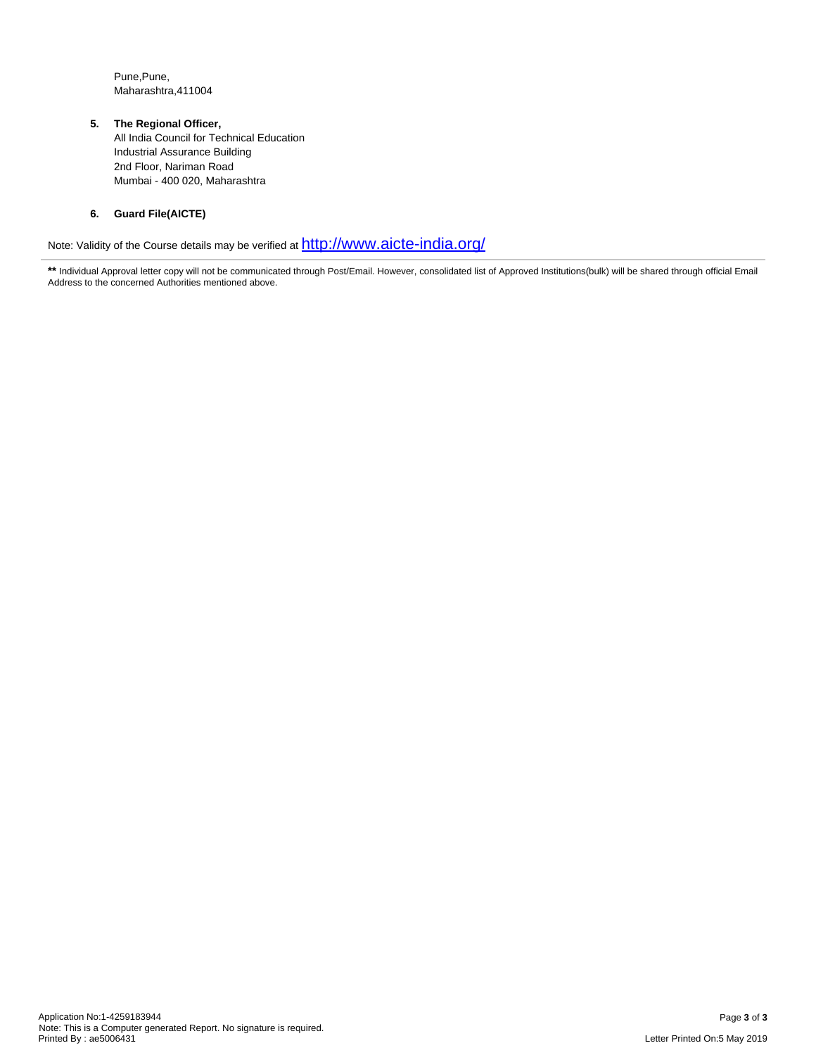Pune,Pune,
Maharashtra,411004

5. **The Regional Officer,**
   All India Council for Technical Education
   Industrial Assurance Building
   2nd Floor, Nariman Road
   Mumbai - 400 020, Maharashtra

6. **Guard File(AICTE)**

Note: Validity of the Course details may be verified at http://www.aicte-india.org/

---

**\*\*** Individual Approval letter copy will not be communicated through Post/Email. However, consolidated list of Approved Institutions(bulk) will be shared through official Email Address to the concerned Authorities mentioned above.

Application No:1-4259183944
Note: This is a Computer generated Report. No signature is required.
Printed By : ae5006431

Letter Printed On:5 May 2019